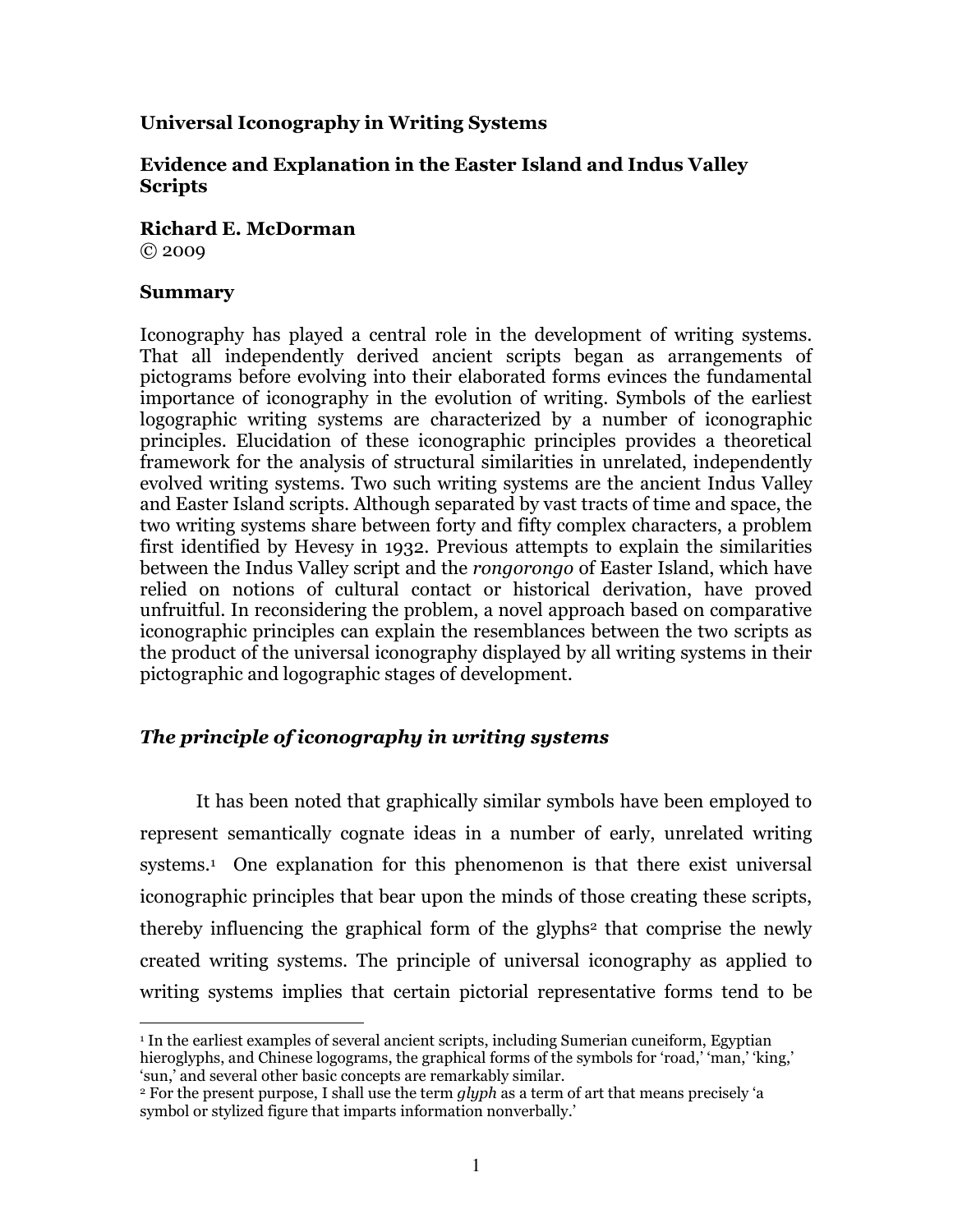# Universal Iconography in Writing Systems

## Evidence and Explanation in the Easter Island and Indus Valley Scripts

**Richard E. McDorman**
© 2009

### Summary

Iconography has played a central role in the development of writing systems. That all independently derived ancient scripts began as arrangements of pictograms before evolving into their elaborated forms evinces the fundamental importance of iconography in the evolution of writing. Symbols of the earliest logographic writing systems are characterized by a number of iconographic principles. Elucidation of these iconographic principles provides a theoretical framework for the analysis of structural similarities in unrelated, independently evolved writing systems. Two such writing systems are the ancient Indus Valley and Easter Island scripts. Although separated by vast tracts of time and space, the two writing systems share between forty and fifty complex characters, a problem first identified by Hevesy in 1932. Previous attempts to explain the similarities between the Indus Valley script and the *rongorongo* of Easter Island, which have relied on notions of cultural contact or historical derivation, have proved unfruitful. In reconsidering the problem, a novel approach based on comparative iconographic principles can explain the resemblances between the two scripts as the product of the universal iconography displayed by all writing systems in their pictographic and logographic stages of development.

### *The principle of iconography in writing systems*

It has been noted that graphically similar symbols have been employed to represent semantically cognate ideas in a number of early, unrelated writing systems.[1] One explanation for this phenomenon is that there exist universal iconographic principles that bear upon the minds of those creating these scripts, thereby influencing the graphical form of the glyphs[2] that comprise the newly created writing systems. The principle of universal iconography as applied to writing systems implies that certain pictorial representative forms tend to be

---

[1] In the earliest examples of several ancient scripts, including Sumerian cuneiform, Egyptian hieroglyphs, and Chinese logograms, the graphical forms of the symbols for 'road,' 'man,' 'king,' 'sun,' and several other basic concepts are remarkably similar.

[2] For the present purpose, I shall use the term *glyph* as a term of art that means precisely 'a symbol or stylized figure that imparts information nonverbally.'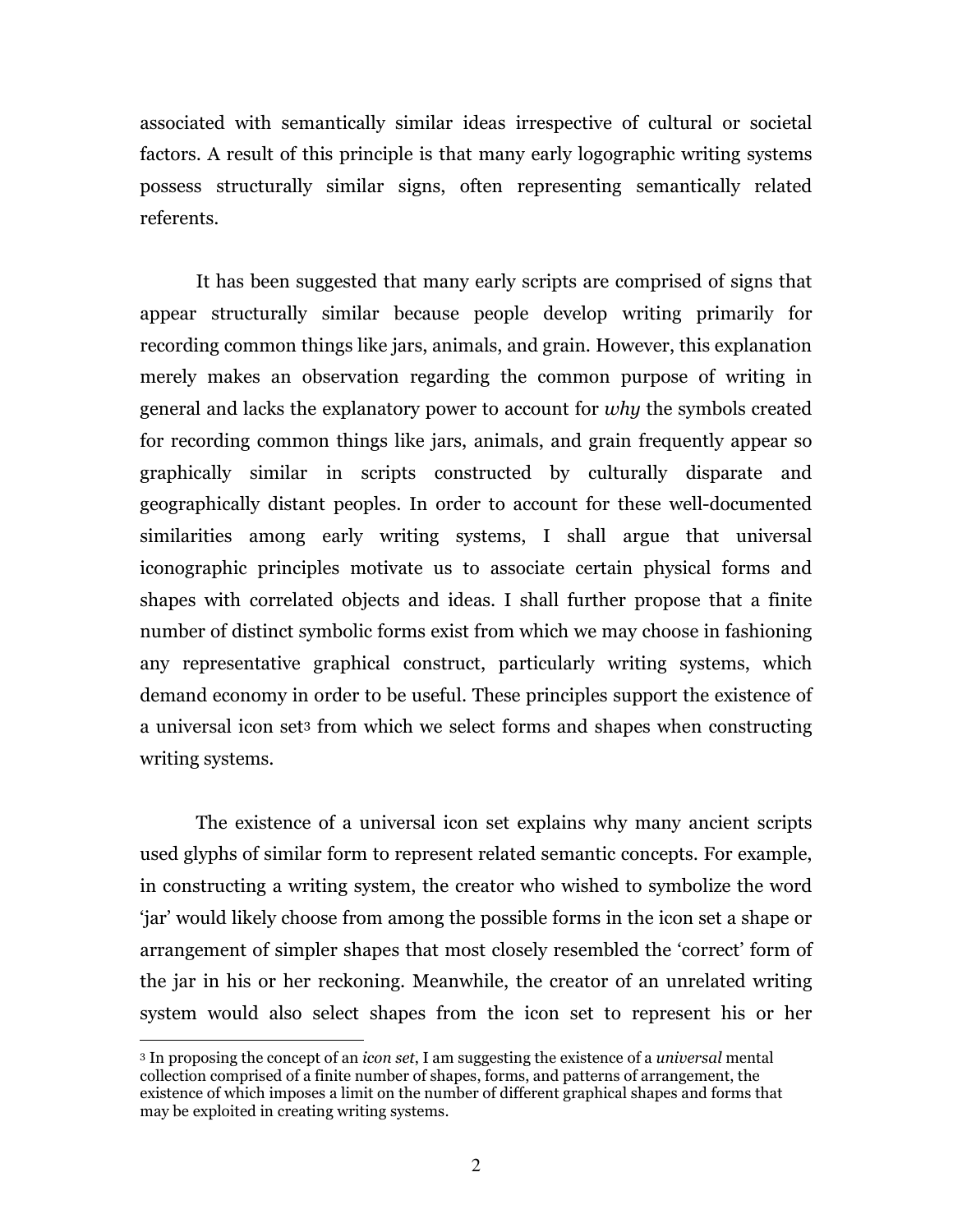associated with semantically similar ideas irrespective of cultural or societal factors. A result of this principle is that many early logographic writing systems possess structurally similar signs, often representing semantically related referents.

It has been suggested that many early scripts are comprised of signs that appear structurally similar because people develop writing primarily for recording common things like jars, animals, and grain. However, this explanation merely makes an observation regarding the common purpose of writing in general and lacks the explanatory power to account for *why* the symbols created for recording common things like jars, animals, and grain frequently appear so graphically similar in scripts constructed by culturally disparate and geographically distant peoples. In order to account for these well-documented similarities among early writing systems, I shall argue that universal iconographic principles motivate us to associate certain physical forms and shapes with correlated objects and ideas. I shall further propose that a finite number of distinct symbolic forms exist from which we may choose in fashioning any representative graphical construct, particularly writing systems, which demand economy in order to be useful. These principles support the existence of a universal icon set[3] from which we select forms and shapes when constructing writing systems.

The existence of a universal icon set explains why many ancient scripts used glyphs of similar form to represent related semantic concepts. For example, in constructing a writing system, the creator who wished to symbolize the word 'jar' would likely choose from among the possible forms in the icon set a shape or arrangement of simpler shapes that most closely resembled the 'correct' form of the jar in his or her reckoning. Meanwhile, the creator of an unrelated writing system would also select shapes from the icon set to represent his or her

[3] In proposing the concept of an *icon set*, I am suggesting the existence of a *universal* mental collection comprised of a finite number of shapes, forms, and patterns of arrangement, the existence of which imposes a limit on the number of different graphical shapes and forms that may be exploited in creating writing systems.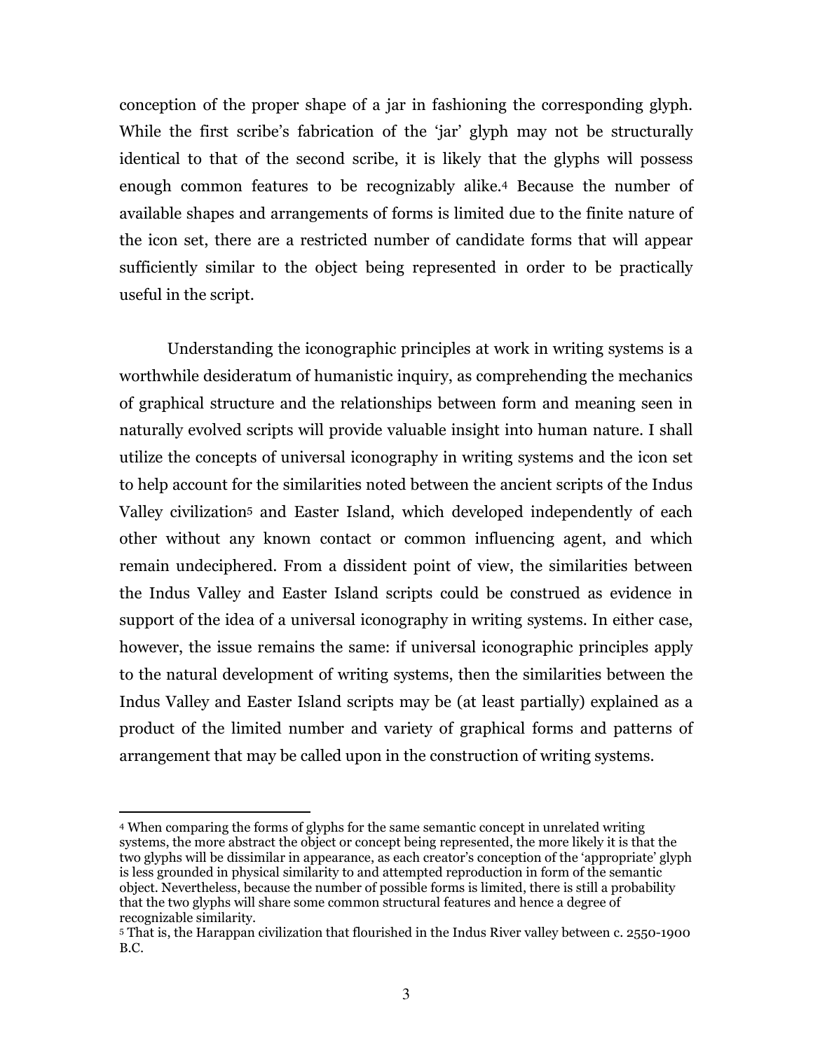conception of the proper shape of a jar in fashioning the corresponding glyph. While the first scribe's fabrication of the 'jar' glyph may not be structurally identical to that of the second scribe, it is likely that the glyphs will possess enough common features to be recognizably alike.[4] Because the number of available shapes and arrangements of forms is limited due to the finite nature of the icon set, there are a restricted number of candidate forms that will appear sufficiently similar to the object being represented in order to be practically useful in the script.

Understanding the iconographic principles at work in writing systems is a worthwhile desideratum of humanistic inquiry, as comprehending the mechanics of graphical structure and the relationships between form and meaning seen in naturally evolved scripts will provide valuable insight into human nature. I shall utilize the concepts of universal iconography in writing systems and the icon set to help account for the similarities noted between the ancient scripts of the Indus Valley civilization[5] and Easter Island, which developed independently of each other without any known contact or common influencing agent, and which remain undeciphered. From a dissident point of view, the similarities between the Indus Valley and Easter Island scripts could be construed as evidence in support of the idea of a universal iconography in writing systems. In either case, however, the issue remains the same: if universal iconographic principles apply to the natural development of writing systems, then the similarities between the Indus Valley and Easter Island scripts may be (at least partially) explained as a product of the limited number and variety of graphical forms and patterns of arrangement that may be called upon in the construction of writing systems.

---

[4] When comparing the forms of glyphs for the same semantic concept in unrelated writing systems, the more abstract the object or concept being represented, the more likely it is that the two glyphs will be dissimilar in appearance, as each creator's conception of the 'appropriate' glyph is less grounded in physical similarity to and attempted reproduction in form of the semantic object. Nevertheless, because the number of possible forms is limited, there is still a probability that the two glyphs will share some common structural features and hence a degree of recognizable similarity.

[5] That is, the Harappan civilization that flourished in the Indus River valley between c. 2550-1900 B.C.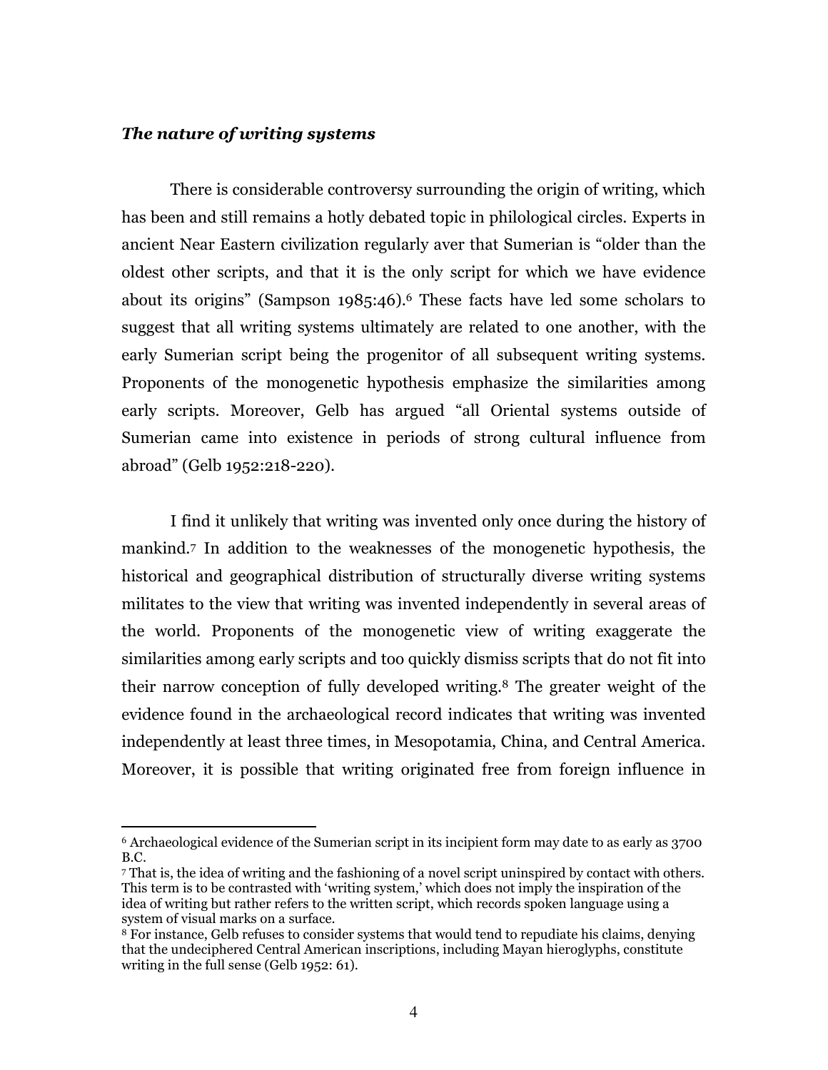### *The nature of writing systems*

There is considerable controversy surrounding the origin of writing, which has been and still remains a hotly debated topic in philological circles. Experts in ancient Near Eastern civilization regularly aver that Sumerian is "older than the oldest other scripts, and that it is the only script for which we have evidence about its origins" (Sampson 1985:46).[6] These facts have led some scholars to suggest that all writing systems ultimately are related to one another, with the early Sumerian script being the progenitor of all subsequent writing systems. Proponents of the monogenetic hypothesis emphasize the similarities among early scripts. Moreover, Gelb has argued "all Oriental systems outside of Sumerian came into existence in periods of strong cultural influence from abroad" (Gelb 1952:218-220).

I find it unlikely that writing was invented only once during the history of mankind.[7] In addition to the weaknesses of the monogenetic hypothesis, the historical and geographical distribution of structurally diverse writing systems militates to the view that writing was invented independently in several areas of the world. Proponents of the monogenetic view of writing exaggerate the similarities among early scripts and too quickly dismiss scripts that do not fit into their narrow conception of fully developed writing.[8] The greater weight of the evidence found in the archaeological record indicates that writing was invented independently at least three times, in Mesopotamia, China, and Central America. Moreover, it is possible that writing originated free from foreign influence in

---

[6] Archaeological evidence of the Sumerian script in its incipient form may date to as early as 3700 B.C.

[7] That is, the idea of writing and the fashioning of a novel script uninspired by contact with others. This term is to be contrasted with 'writing system,' which does not imply the inspiration of the idea of writing but rather refers to the written script, which records spoken language using a system of visual marks on a surface.

[8] For instance, Gelb refuses to consider systems that would tend to repudiate his claims, denying that the undeciphered Central American inscriptions, including Mayan hieroglyphs, constitute writing in the full sense (Gelb 1952: 61).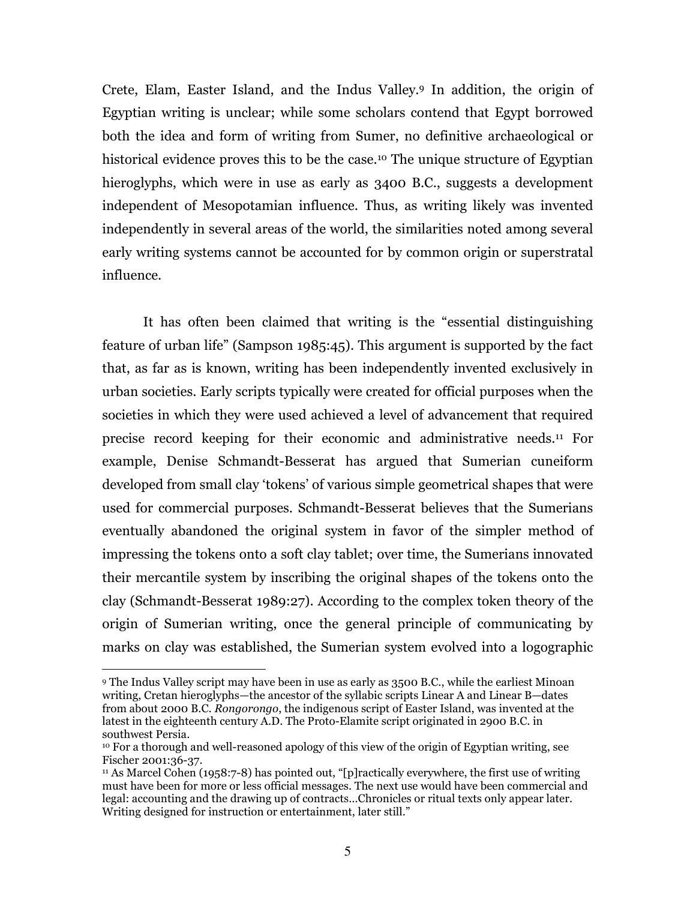Crete, Elam, Easter Island, and the Indus Valley.[9] In addition, the origin of Egyptian writing is unclear; while some scholars contend that Egypt borrowed both the idea and form of writing from Sumer, no definitive archaeological or historical evidence proves this to be the case.[10] The unique structure of Egyptian hieroglyphs, which were in use as early as 3400 B.C., suggests a development independent of Mesopotamian influence. Thus, as writing likely was invented independently in several areas of the world, the similarities noted among several early writing systems cannot be accounted for by common origin or superstratal influence.

It has often been claimed that writing is the "essential distinguishing feature of urban life" (Sampson 1985:45). This argument is supported by the fact that, as far as is known, writing has been independently invented exclusively in urban societies. Early scripts typically were created for official purposes when the societies in which they were used achieved a level of advancement that required precise record keeping for their economic and administrative needs.[11] For example, Denise Schmandt-Besserat has argued that Sumerian cuneiform developed from small clay 'tokens' of various simple geometrical shapes that were used for commercial purposes. Schmandt-Besserat believes that the Sumerians eventually abandoned the original system in favor of the simpler method of impressing the tokens onto a soft clay tablet; over time, the Sumerians innovated their mercantile system by inscribing the original shapes of the tokens onto the clay (Schmandt-Besserat 1989:27). According to the complex token theory of the origin of Sumerian writing, once the general principle of communicating by marks on clay was established, the Sumerian system evolved into a logographic

---

[9] The Indus Valley script may have been in use as early as 3500 B.C., while the earliest Minoan writing, Cretan hieroglyphs—the ancestor of the syllabic scripts Linear A and Linear B—dates from about 2000 B.C. *Rongorongo*, the indigenous script of Easter Island, was invented at the latest in the eighteenth century A.D. The Proto-Elamite script originated in 2900 B.C. in southwest Persia.

[10] For a thorough and well-reasoned apology of this view of the origin of Egyptian writing, see Fischer 2001:36-37.

[11] As Marcel Cohen (1958:7-8) has pointed out, "[p]ractically everywhere, the first use of writing must have been for more or less official messages. The next use would have been commercial and legal: accounting and the drawing up of contracts…Chronicles or ritual texts only appear later. Writing designed for instruction or entertainment, later still."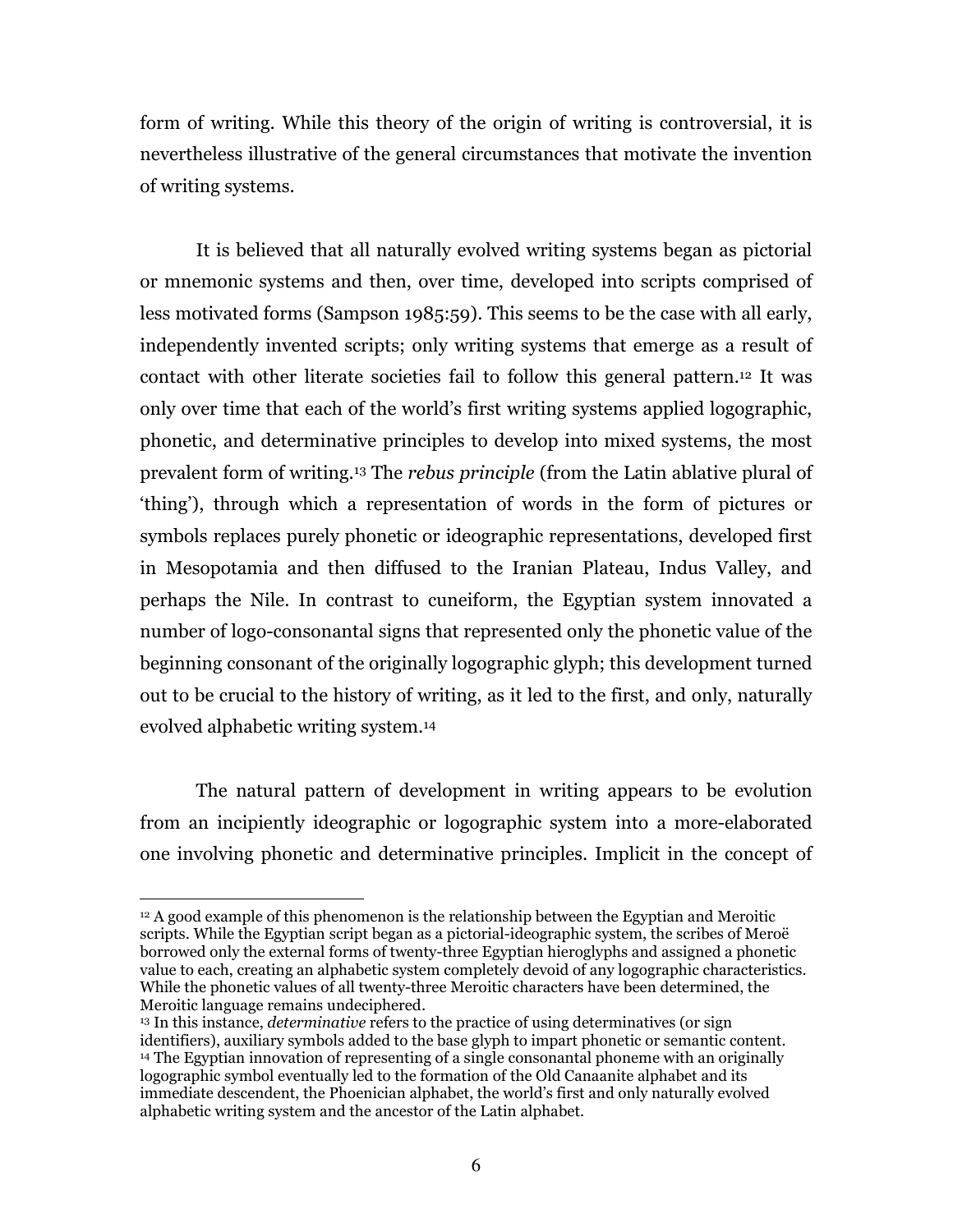form of writing. While this theory of the origin of writing is controversial, it is nevertheless illustrative of the general circumstances that motivate the invention of writing systems.

It is believed that all naturally evolved writing systems began as pictorial or mnemonic systems and then, over time, developed into scripts comprised of less motivated forms (Sampson 1985:59). This seems to be the case with all early, independently invented scripts; only writing systems that emerge as a result of contact with other literate societies fail to follow this general pattern.[12] It was only over time that each of the world's first writing systems applied logographic, phonetic, and determinative principles to develop into mixed systems, the most prevalent form of writing.[13] The *rebus principle* (from the Latin ablative plural of 'thing'), through which a representation of words in the form of pictures or symbols replaces purely phonetic or ideographic representations, developed first in Mesopotamia and then diffused to the Iranian Plateau, Indus Valley, and perhaps the Nile. In contrast to cuneiform, the Egyptian system innovated a number of logo-consonantal signs that represented only the phonetic value of the beginning consonant of the originally logographic glyph; this development turned out to be crucial to the history of writing, as it led to the first, and only, naturally evolved alphabetic writing system.[14]

The natural pattern of development in writing appears to be evolution from an incipiently ideographic or logographic system into a more-elaborated one involving phonetic and determinative principles. Implicit in the concept of

---

[12] A good example of this phenomenon is the relationship between the Egyptian and Meroitic scripts. While the Egyptian script began as a pictorial-ideographic system, the scribes of Meroë borrowed only the external forms of twenty-three Egyptian hieroglyphs and assigned a phonetic value to each, creating an alphabetic system completely devoid of any logographic characteristics. While the phonetic values of all twenty-three Meroitic characters have been determined, the Meroitic language remains undeciphered.

[13] In this instance, *determinative* refers to the practice of using determinatives (or sign identifiers), auxiliary symbols added to the base glyph to impart phonetic or semantic content.

[14] The Egyptian innovation of representing of a single consonantal phoneme with an originally logographic symbol eventually led to the formation of the Old Canaanite alphabet and its immediate descendent, the Phoenician alphabet, the world's first and only naturally evolved alphabetic writing system and the ancestor of the Latin alphabet.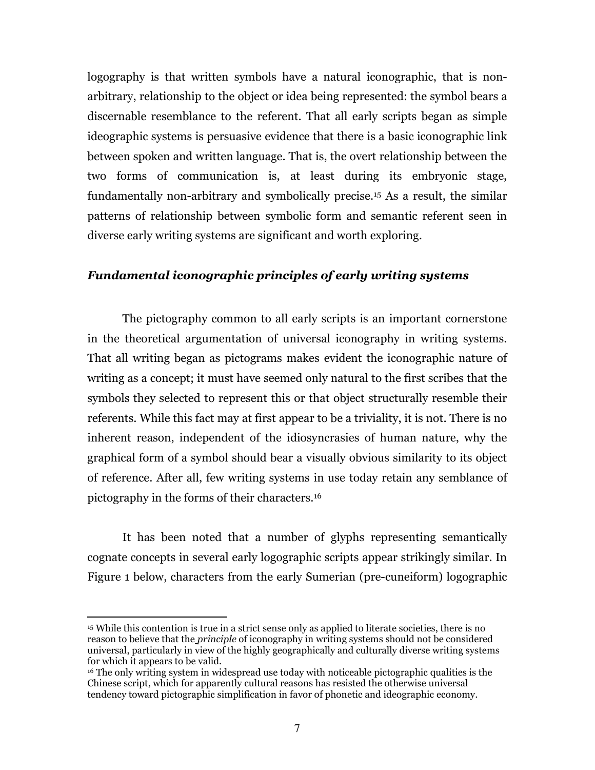logography is that written symbols have a natural iconographic, that is non-arbitrary, relationship to the object or idea being represented: the symbol bears a discernable resemblance to the referent. That all early scripts began as simple ideographic systems is persuasive evidence that there is a basic iconographic link between spoken and written language. That is, the overt relationship between the two forms of communication is, at least during its embryonic stage, fundamentally non-arbitrary and symbolically precise.[15] As a result, the similar patterns of relationship between symbolic form and semantic referent seen in diverse early writing systems are significant and worth exploring.

### *Fundamental iconographic principles of early writing systems*

The pictography common to all early scripts is an important cornerstone in the theoretical argumentation of universal iconography in writing systems. That all writing began as pictograms makes evident the iconographic nature of writing as a concept; it must have seemed only natural to the first scribes that the symbols they selected to represent this or that object structurally resemble their referents. While this fact may at first appear to be a triviality, it is not. There is no inherent reason, independent of the idiosyncrasies of human nature, why the graphical form of a symbol should bear a visually obvious similarity to its object of reference. After all, few writing systems in use today retain any semblance of pictography in the forms of their characters.[16]

It has been noted that a number of glyphs representing semantically cognate concepts in several early logographic scripts appear strikingly similar. In Figure 1 below, characters from the early Sumerian (pre-cuneiform) logographic

---

[15] While this contention is true in a strict sense only as applied to literate societies, there is no reason to believe that the *principle* of iconography in writing systems should not be considered universal, particularly in view of the highly geographically and culturally diverse writing systems for which it appears to be valid.

[16] The only writing system in widespread use today with noticeable pictographic qualities is the Chinese script, which for apparently cultural reasons has resisted the otherwise universal tendency toward pictographic simplification in favor of phonetic and ideographic economy.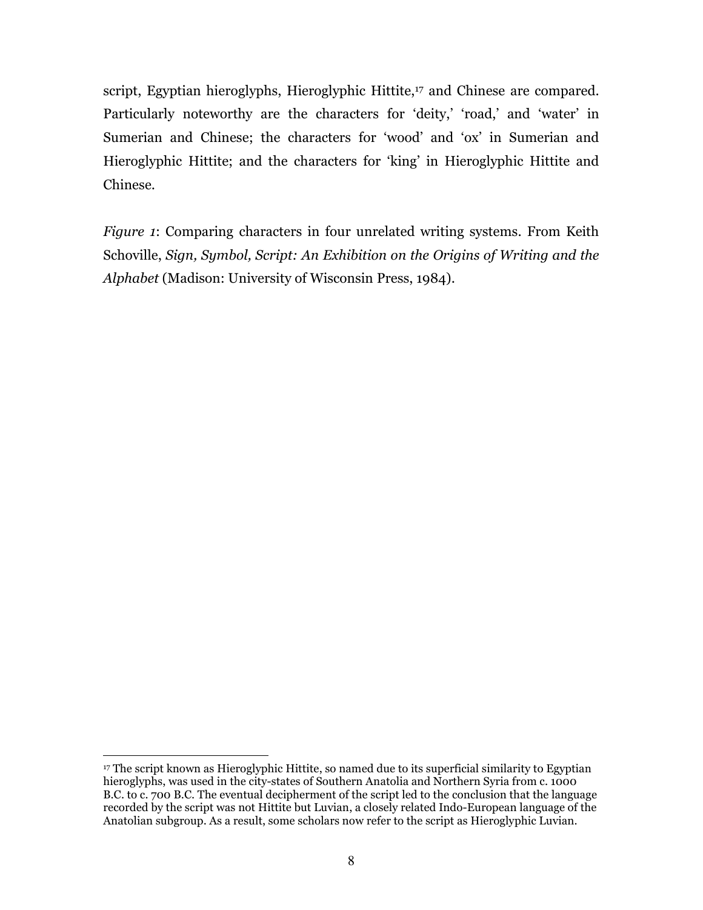script, Egyptian hieroglyphs, Hieroglyphic Hittite,[17] and Chinese are compared. Particularly noteworthy are the characters for 'deity,' 'road,' and 'water' in Sumerian and Chinese; the characters for 'wood' and 'ox' in Sumerian and Hieroglyphic Hittite; and the characters for 'king' in Hieroglyphic Hittite and Chinese.

*Figure 1*: Comparing characters in four unrelated writing systems. From Keith Schoville, *Sign, Symbol, Script: An Exhibition on the Origins of Writing and the Alphabet* (Madison: University of Wisconsin Press, 1984).

---

[17] The script known as Hieroglyphic Hittite, so named due to its superficial similarity to Egyptian hieroglyphs, was used in the city-states of Southern Anatolia and Northern Syria from c. 1000 B.C. to c. 700 B.C. The eventual decipherment of the script led to the conclusion that the language recorded by the script was not Hittite but Luvian, a closely related Indo-European language of the Anatolian subgroup. As a result, some scholars now refer to the script as Hieroglyphic Luvian.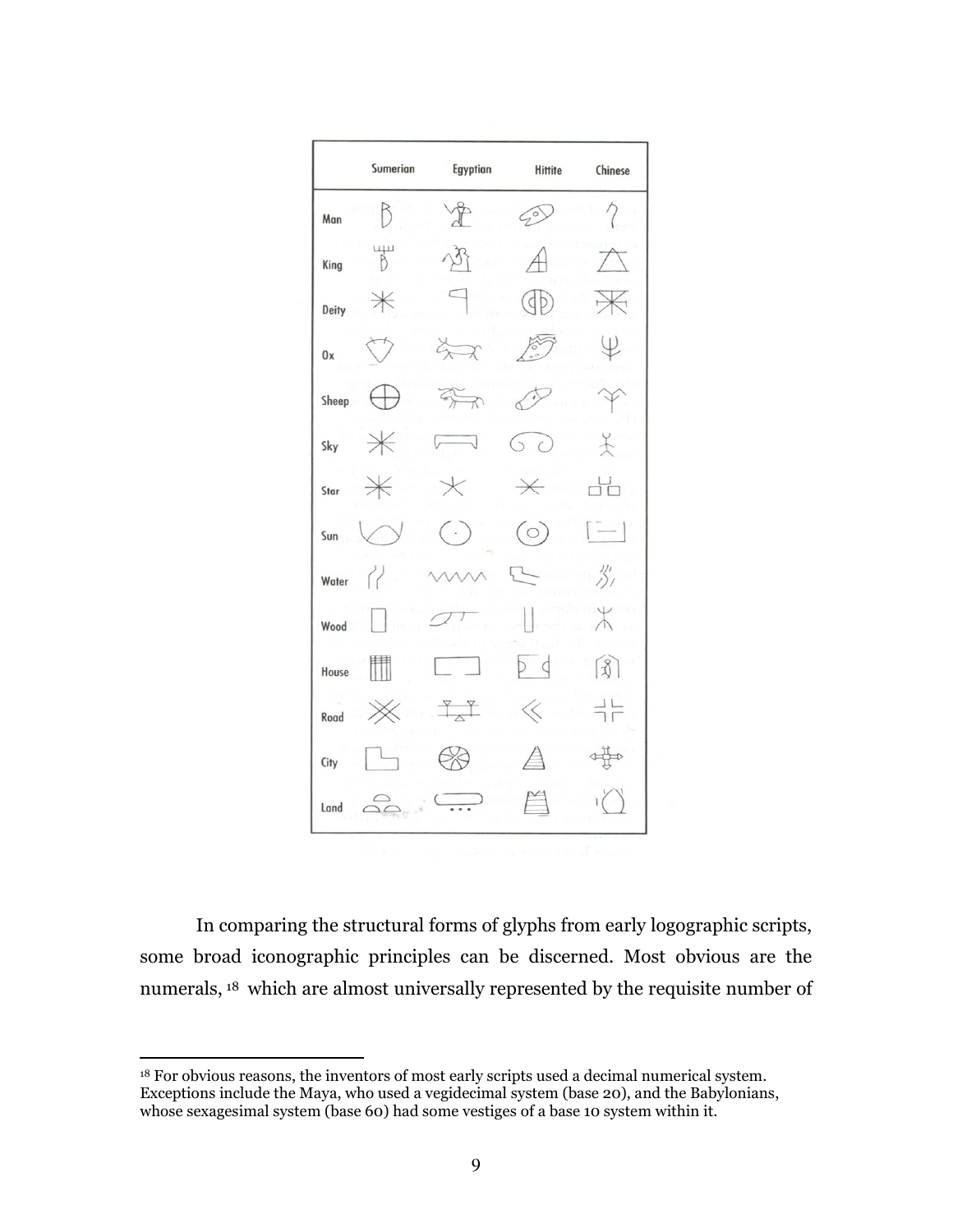| | Sumerian | Egyptian | Hittite | Chinese |
|---|---|---|---|---|
| Man | | | | |
| King | | | | |
| Deity | | | | |
| Ox | | | | |
| Sheep | | | | |
| Sky | | | | |
| Star | | | | |
| Sun | | | | |
| Water | | | | |
| Wood | | | | |
| House | | | | |
| Road | | | | |
| City | | | | |
| Land | | | | |

In comparing the structural forms of glyphs from early logographic scripts, some broad iconographic principles can be discerned. Most obvious are the numerals, [18] which are almost universally represented by the requisite number of

---

[18] For obvious reasons, the inventors of most early scripts used a decimal numerical system. Exceptions include the Maya, who used a vegidecimal system (base 20), and the Babylonians, whose sexagesimal system (base 60) had some vestiges of a base 10 system within it.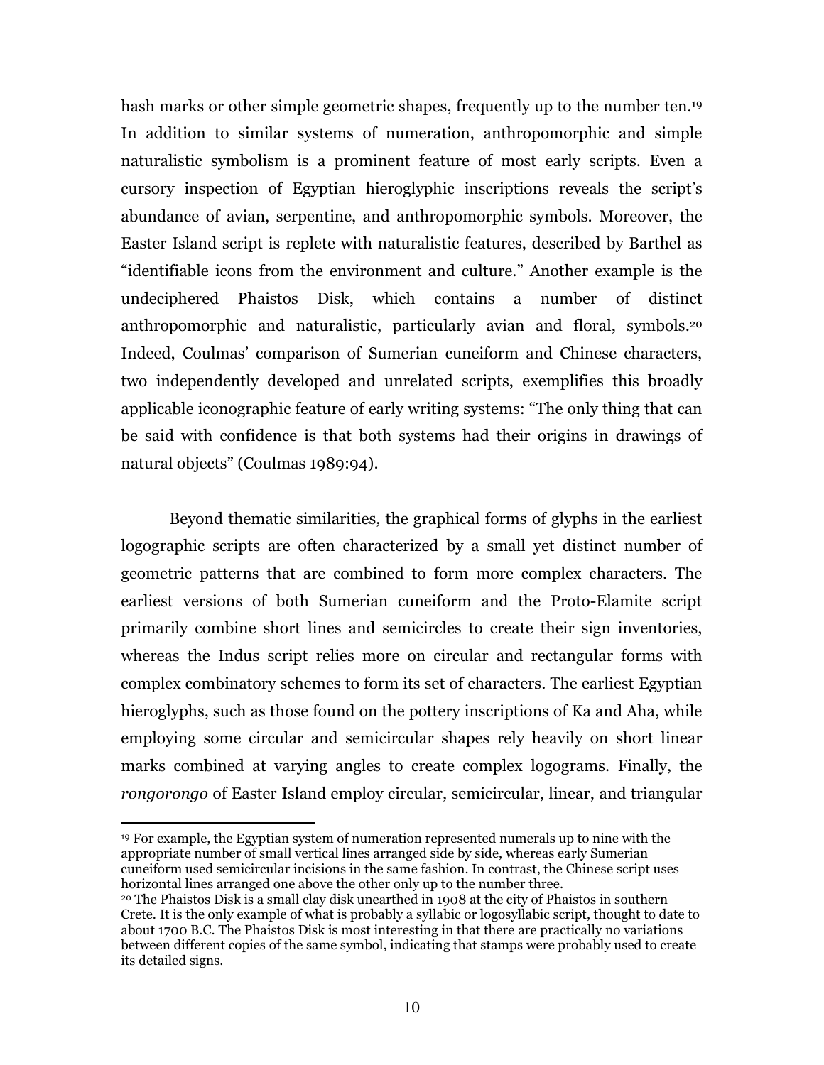hash marks or other simple geometric shapes, frequently up to the number ten.[19] In addition to similar systems of numeration, anthropomorphic and simple naturalistic symbolism is a prominent feature of most early scripts. Even a cursory inspection of Egyptian hieroglyphic inscriptions reveals the script's abundance of avian, serpentine, and anthropomorphic symbols. Moreover, the Easter Island script is replete with naturalistic features, described by Barthel as "identifiable icons from the environment and culture." Another example is the undeciphered Phaistos Disk, which contains a number of distinct anthropomorphic and naturalistic, particularly avian and floral, symbols.[20] Indeed, Coulmas' comparison of Sumerian cuneiform and Chinese characters, two independently developed and unrelated scripts, exemplifies this broadly applicable iconographic feature of early writing systems: "The only thing that can be said with confidence is that both systems had their origins in drawings of natural objects" (Coulmas 1989:94).

Beyond thematic similarities, the graphical forms of glyphs in the earliest logographic scripts are often characterized by a small yet distinct number of geometric patterns that are combined to form more complex characters. The earliest versions of both Sumerian cuneiform and the Proto-Elamite script primarily combine short lines and semicircles to create their sign inventories, whereas the Indus script relies more on circular and rectangular forms with complex combinatory schemes to form its set of characters. The earliest Egyptian hieroglyphs, such as those found on the pottery inscriptions of Ka and Aha, while employing some circular and semicircular shapes rely heavily on short linear marks combined at varying angles to create complex logograms. Finally, the *rongorongo* of Easter Island employ circular, semicircular, linear, and triangular

---

[19] For example, the Egyptian system of numeration represented numerals up to nine with the appropriate number of small vertical lines arranged side by side, whereas early Sumerian cuneiform used semicircular incisions in the same fashion. In contrast, the Chinese script uses horizontal lines arranged one above the other only up to the number three.

[20] The Phaistos Disk is a small clay disk unearthed in 1908 at the city of Phaistos in southern Crete. It is the only example of what is probably a syllabic or logosyllabic script, thought to date to about 1700 B.C. The Phaistos Disk is most interesting in that there are practically no variations between different copies of the same symbol, indicating that stamps were probably used to create its detailed signs.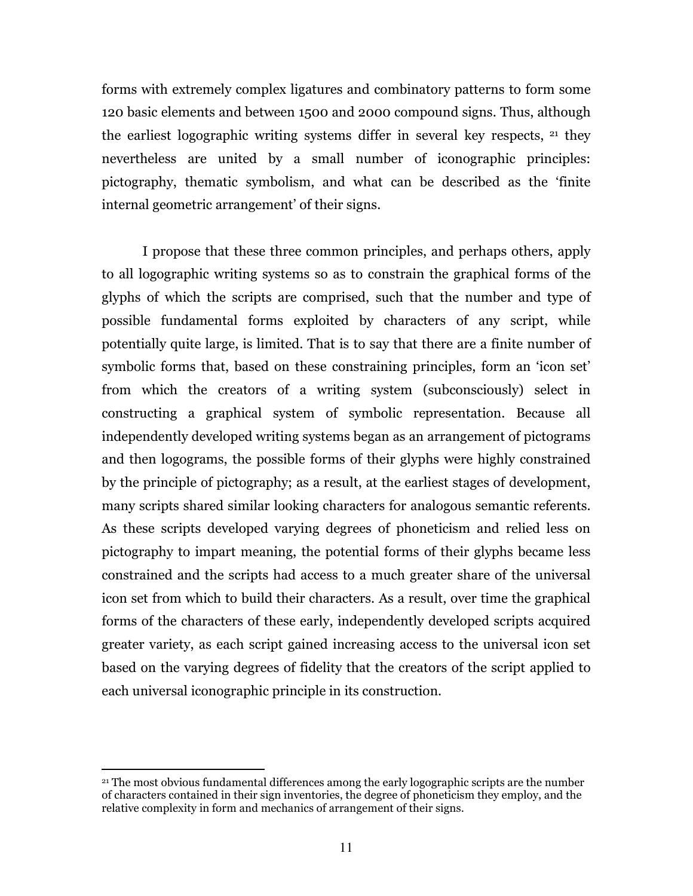forms with extremely complex ligatures and combinatory patterns to form some 120 basic elements and between 1500 and 2000 compound signs. Thus, although the earliest logographic writing systems differ in several key respects, [21] they nevertheless are united by a small number of iconographic principles: pictography, thematic symbolism, and what can be described as the 'finite internal geometric arrangement' of their signs.

I propose that these three common principles, and perhaps others, apply to all logographic writing systems so as to constrain the graphical forms of the glyphs of which the scripts are comprised, such that the number and type of possible fundamental forms exploited by characters of any script, while potentially quite large, is limited. That is to say that there are a finite number of symbolic forms that, based on these constraining principles, form an 'icon set' from which the creators of a writing system (subconsciously) select in constructing a graphical system of symbolic representation. Because all independently developed writing systems began as an arrangement of pictograms and then logograms, the possible forms of their glyphs were highly constrained by the principle of pictography; as a result, at the earliest stages of development, many scripts shared similar looking characters for analogous semantic referents. As these scripts developed varying degrees of phoneticism and relied less on pictography to impart meaning, the potential forms of their glyphs became less constrained and the scripts had access to a much greater share of the universal icon set from which to build their characters. As a result, over time the graphical forms of the characters of these early, independently developed scripts acquired greater variety, as each script gained increasing access to the universal icon set based on the varying degrees of fidelity that the creators of the script applied to each universal iconographic principle in its construction.

[21] The most obvious fundamental differences among the early logographic scripts are the number of characters contained in their sign inventories, the degree of phoneticism they employ, and the relative complexity in form and mechanics of arrangement of their signs.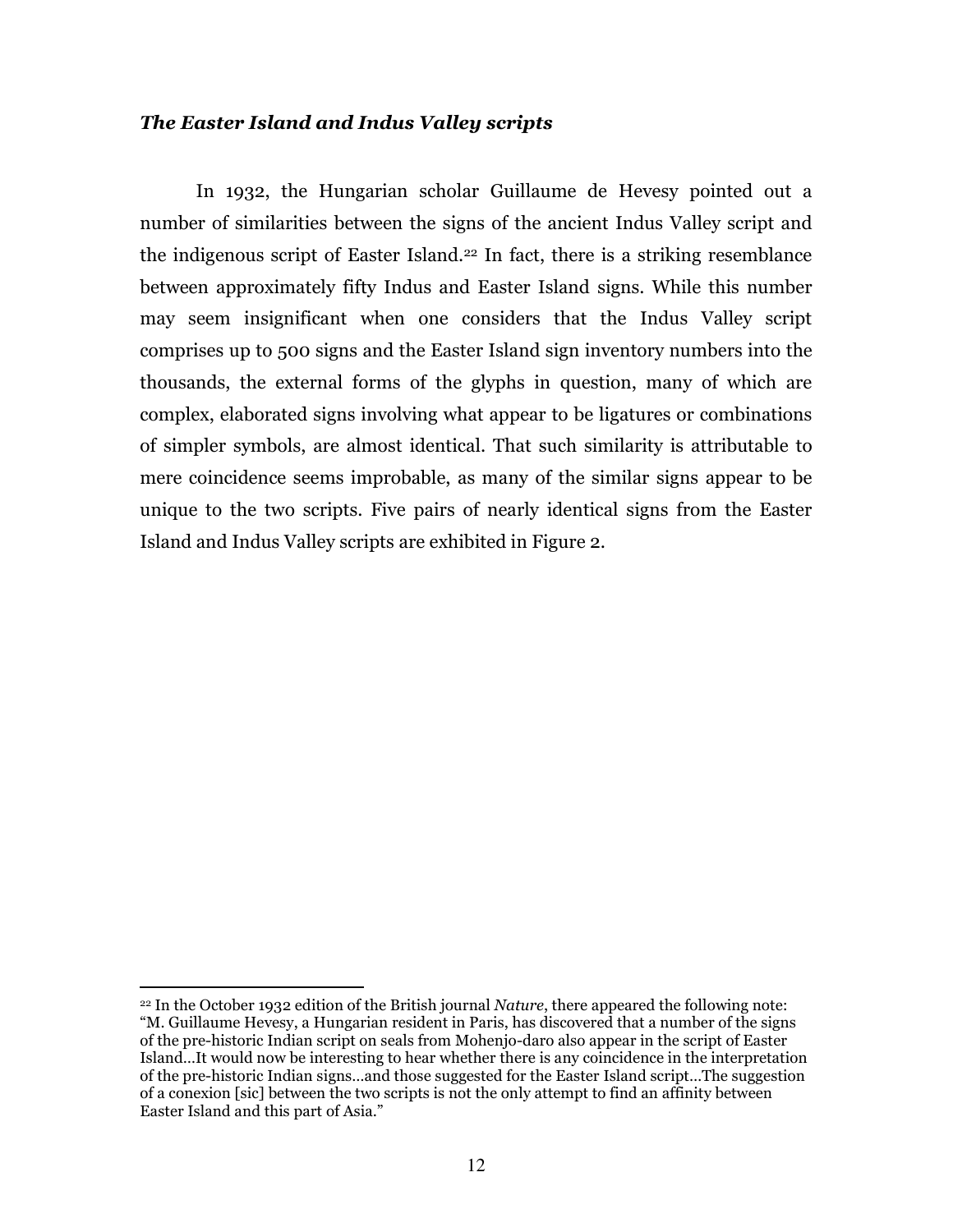### *The Easter Island and Indus Valley scripts*

In 1932, the Hungarian scholar Guillaume de Hevesy pointed out a number of similarities between the signs of the ancient Indus Valley script and the indigenous script of Easter Island.[22] In fact, there is a striking resemblance between approximately fifty Indus and Easter Island signs. While this number may seem insignificant when one considers that the Indus Valley script comprises up to 500 signs and the Easter Island sign inventory numbers into the thousands, the external forms of the glyphs in question, many of which are complex, elaborated signs involving what appear to be ligatures or combinations of simpler symbols, are almost identical. That such similarity is attributable to mere coincidence seems improbable, as many of the similar signs appear to be unique to the two scripts. Five pairs of nearly identical signs from the Easter Island and Indus Valley scripts are exhibited in Figure 2.

[22] In the October 1932 edition of the British journal *Nature*, there appeared the following note: "M. Guillaume Hevesy, a Hungarian resident in Paris, has discovered that a number of the signs of the pre-historic Indian script on seals from Mohenjo-daro also appear in the script of Easter Island…It would now be interesting to hear whether there is any coincidence in the interpretation of the pre-historic Indian signs…and those suggested for the Easter Island script…The suggestion of a conexion [sic] between the two scripts is not the only attempt to find an affinity between Easter Island and this part of Asia."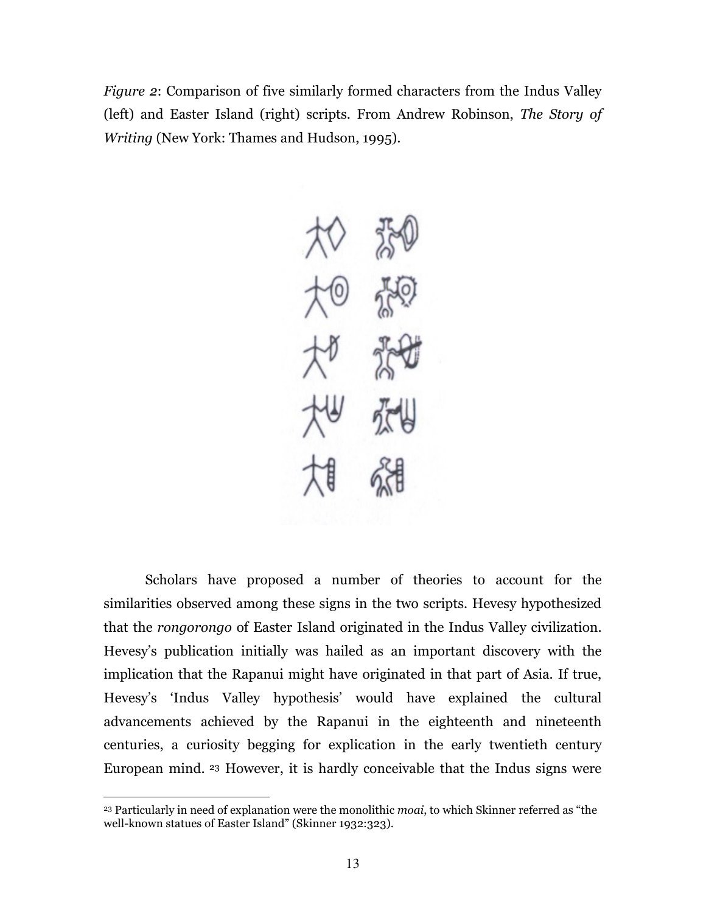*Figure 2*: Comparison of five similarly formed characters from the Indus Valley (left) and Easter Island (right) scripts. From Andrew Robinson, *The Story of Writing* (New York: Thames and Hudson, 1995).

Scholars have proposed a number of theories to account for the similarities observed among these signs in the two scripts. Hevesy hypothesized that the *rongorongo* of Easter Island originated in the Indus Valley civilization. Hevesy's publication initially was hailed as an important discovery with the implication that the Rapanui might have originated in that part of Asia. If true, Hevesy's 'Indus Valley hypothesis' would have explained the cultural advancements achieved by the Rapanui in the eighteenth and nineteenth centuries, a curiosity begging for explication in the early twentieth century European mind. [23] However, it is hardly conceivable that the Indus signs were

[23] Particularly in need of explanation were the monolithic *moai*, to which Skinner referred as "the well-known statues of Easter Island" (Skinner 1932:323).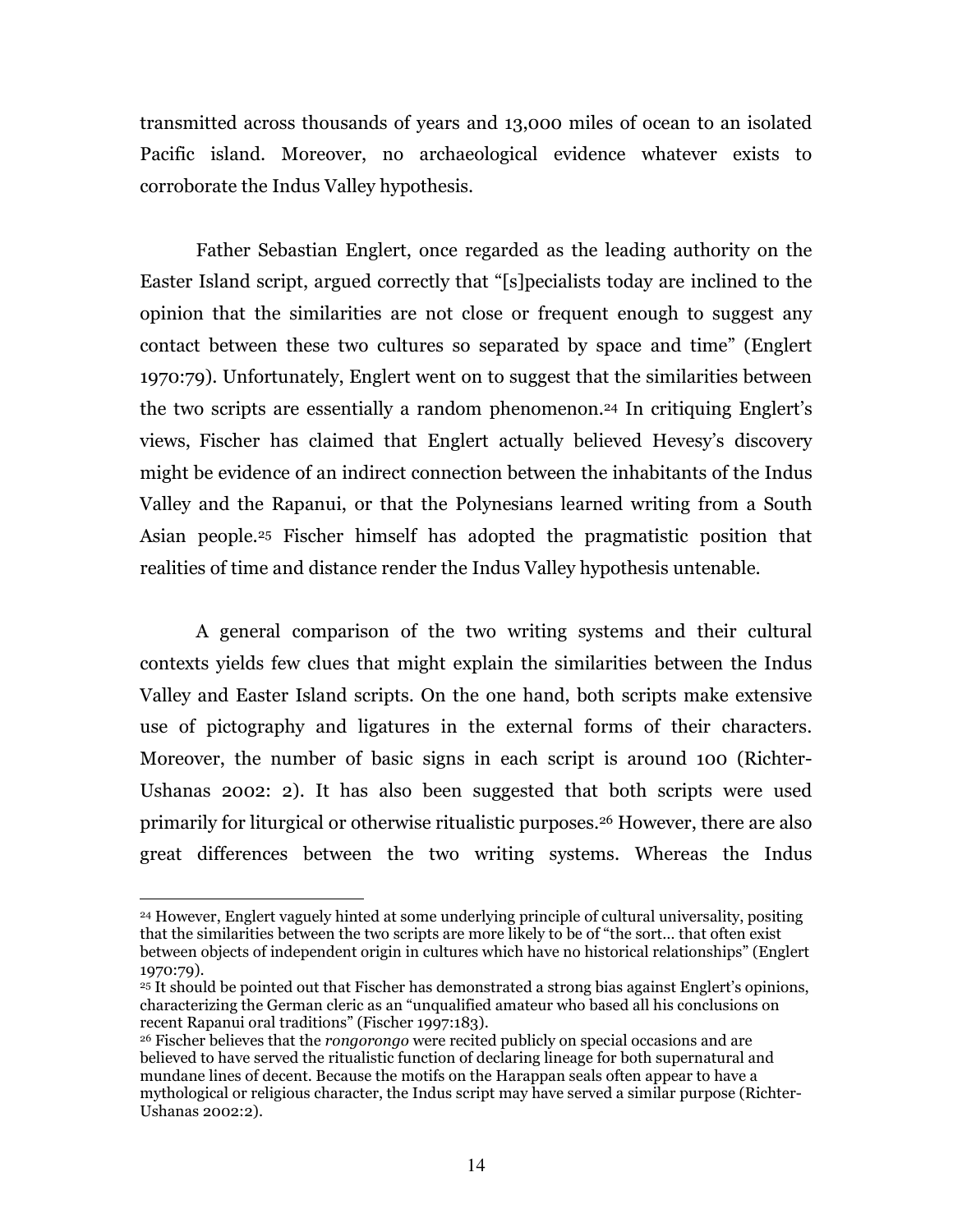transmitted across thousands of years and 13,000 miles of ocean to an isolated Pacific island. Moreover, no archaeological evidence whatever exists to corroborate the Indus Valley hypothesis.

Father Sebastian Englert, once regarded as the leading authority on the Easter Island script, argued correctly that "[s]pecialists today are inclined to the opinion that the similarities are not close or frequent enough to suggest any contact between these two cultures so separated by space and time" (Englert 1970:79). Unfortunately, Englert went on to suggest that the similarities between the two scripts are essentially a random phenomenon.[24] In critiquing Englert's views, Fischer has claimed that Englert actually believed Hevesy's discovery might be evidence of an indirect connection between the inhabitants of the Indus Valley and the Rapanui, or that the Polynesians learned writing from a South Asian people.[25] Fischer himself has adopted the pragmatistic position that realities of time and distance render the Indus Valley hypothesis untenable.

A general comparison of the two writing systems and their cultural contexts yields few clues that might explain the similarities between the Indus Valley and Easter Island scripts. On the one hand, both scripts make extensive use of pictography and ligatures in the external forms of their characters. Moreover, the number of basic signs in each script is around 100 (Richter-Ushanas 2002: 2). It has also been suggested that both scripts were used primarily for liturgical or otherwise ritualistic purposes.[26] However, there are also great differences between the two writing systems. Whereas the Indus

---

[24] However, Englert vaguely hinted at some underlying principle of cultural universality, positing that the similarities between the two scripts are more likely to be of "the sort… that often exist between objects of independent origin in cultures which have no historical relationships" (Englert 1970:79).

[25] It should be pointed out that Fischer has demonstrated a strong bias against Englert's opinions, characterizing the German cleric as an "unqualified amateur who based all his conclusions on recent Rapanui oral traditions" (Fischer 1997:183).

[26] Fischer believes that the *rongorongo* were recited publicly on special occasions and are believed to have served the ritualistic function of declaring lineage for both supernatural and mundane lines of decent. Because the motifs on the Harappan seals often appear to have a mythological or religious character, the Indus script may have served a similar purpose (Richter-Ushanas 2002:2).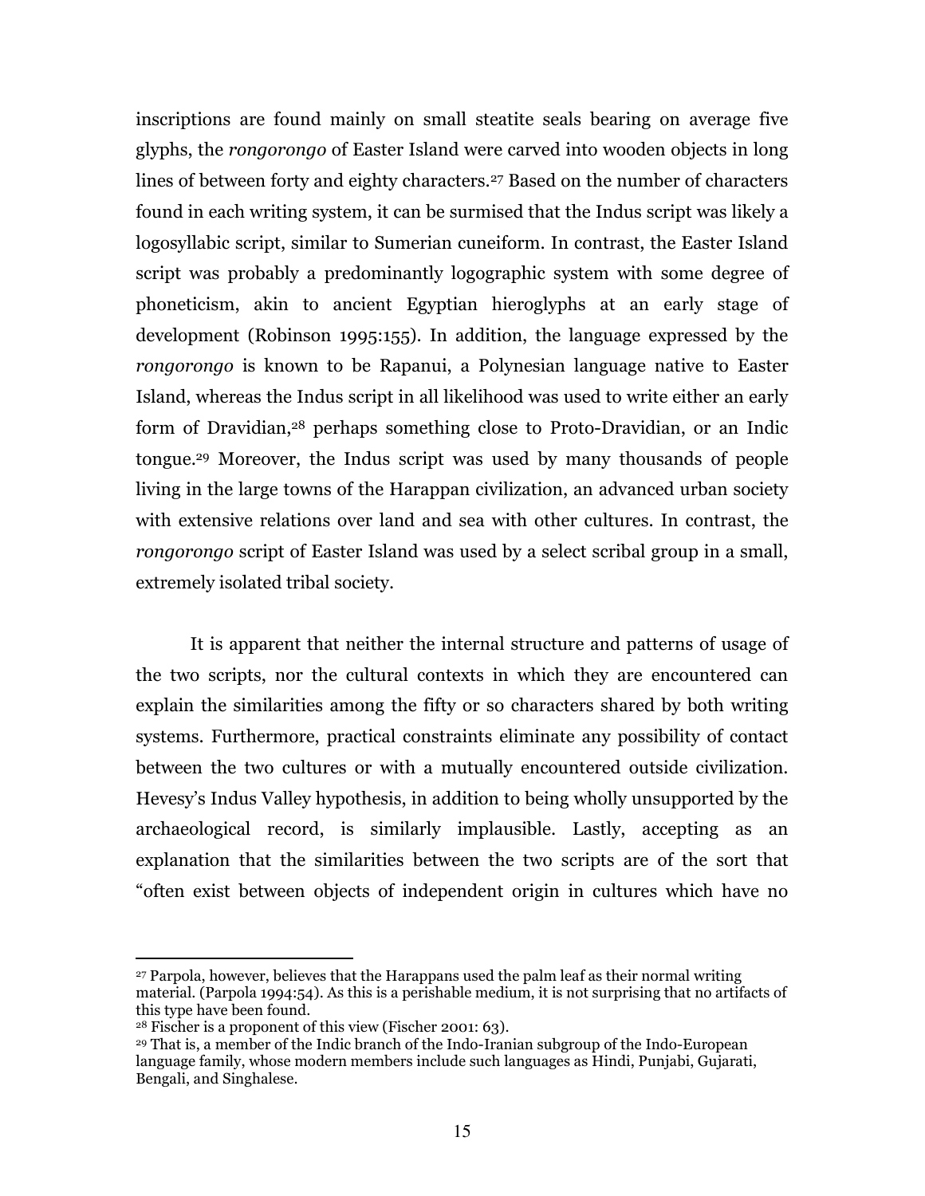inscriptions are found mainly on small steatite seals bearing on average five glyphs, the *rongorongo* of Easter Island were carved into wooden objects in long lines of between forty and eighty characters.[27] Based on the number of characters found in each writing system, it can be surmised that the Indus script was likely a logosyllabic script, similar to Sumerian cuneiform. In contrast, the Easter Island script was probably a predominantly logographic system with some degree of phoneticism, akin to ancient Egyptian hieroglyphs at an early stage of development (Robinson 1995:155). In addition, the language expressed by the *rongorongo* is known to be Rapanui, a Polynesian language native to Easter Island, whereas the Indus script in all likelihood was used to write either an early form of Dravidian,[28] perhaps something close to Proto-Dravidian, or an Indic tongue.[29] Moreover, the Indus script was used by many thousands of people living in the large towns of the Harappan civilization, an advanced urban society with extensive relations over land and sea with other cultures. In contrast, the *rongorongo* script of Easter Island was used by a select scribal group in a small, extremely isolated tribal society.

It is apparent that neither the internal structure and patterns of usage of the two scripts, nor the cultural contexts in which they are encountered can explain the similarities among the fifty or so characters shared by both writing systems. Furthermore, practical constraints eliminate any possibility of contact between the two cultures or with a mutually encountered outside civilization. Hevesy's Indus Valley hypothesis, in addition to being wholly unsupported by the archaeological record, is similarly implausible. Lastly, accepting as an explanation that the similarities between the two scripts are of the sort that "often exist between objects of independent origin in cultures which have no

---

[27] Parpola, however, believes that the Harappans used the palm leaf as their normal writing material. (Parpola 1994:54). As this is a perishable medium, it is not surprising that no artifacts of this type have been found.

[28] Fischer is a proponent of this view (Fischer 2001: 63).

[29] That is, a member of the Indic branch of the Indo-Iranian subgroup of the Indo-European language family, whose modern members include such languages as Hindi, Punjabi, Gujarati, Bengali, and Singhalese.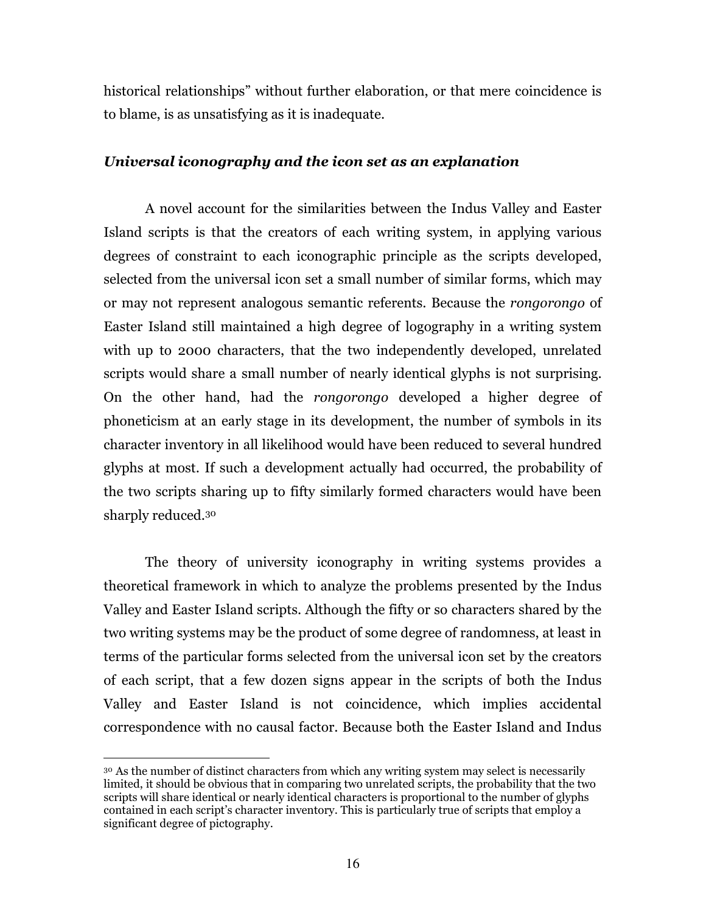historical relationships" without further elaboration, or that mere coincidence is to blame, is as unsatisfying as it is inadequate.

### ***Universal iconography and the icon set as an explanation***

A novel account for the similarities between the Indus Valley and Easter Island scripts is that the creators of each writing system, in applying various degrees of constraint to each iconographic principle as the scripts developed, selected from the universal icon set a small number of similar forms, which may or may not represent analogous semantic referents. Because the *rongorongo* of Easter Island still maintained a high degree of logography in a writing system with up to 2000 characters, that the two independently developed, unrelated scripts would share a small number of nearly identical glyphs is not surprising. On the other hand, had the *rongorongo* developed a higher degree of phoneticism at an early stage in its development, the number of symbols in its character inventory in all likelihood would have been reduced to several hundred glyphs at most. If such a development actually had occurred, the probability of the two scripts sharing up to fifty similarly formed characters would have been sharply reduced.[30]

The theory of university iconography in writing systems provides a theoretical framework in which to analyze the problems presented by the Indus Valley and Easter Island scripts. Although the fifty or so characters shared by the two writing systems may be the product of some degree of randomness, at least in terms of the particular forms selected from the universal icon set by the creators of each script, that a few dozen signs appear in the scripts of both the Indus Valley and Easter Island is not coincidence, which implies accidental correspondence with no causal factor. Because both the Easter Island and Indus

---

[30] As the number of distinct characters from which any writing system may select is necessarily limited, it should be obvious that in comparing two unrelated scripts, the probability that the two scripts will share identical or nearly identical characters is proportional to the number of glyphs contained in each script's character inventory. This is particularly true of scripts that employ a significant degree of pictography.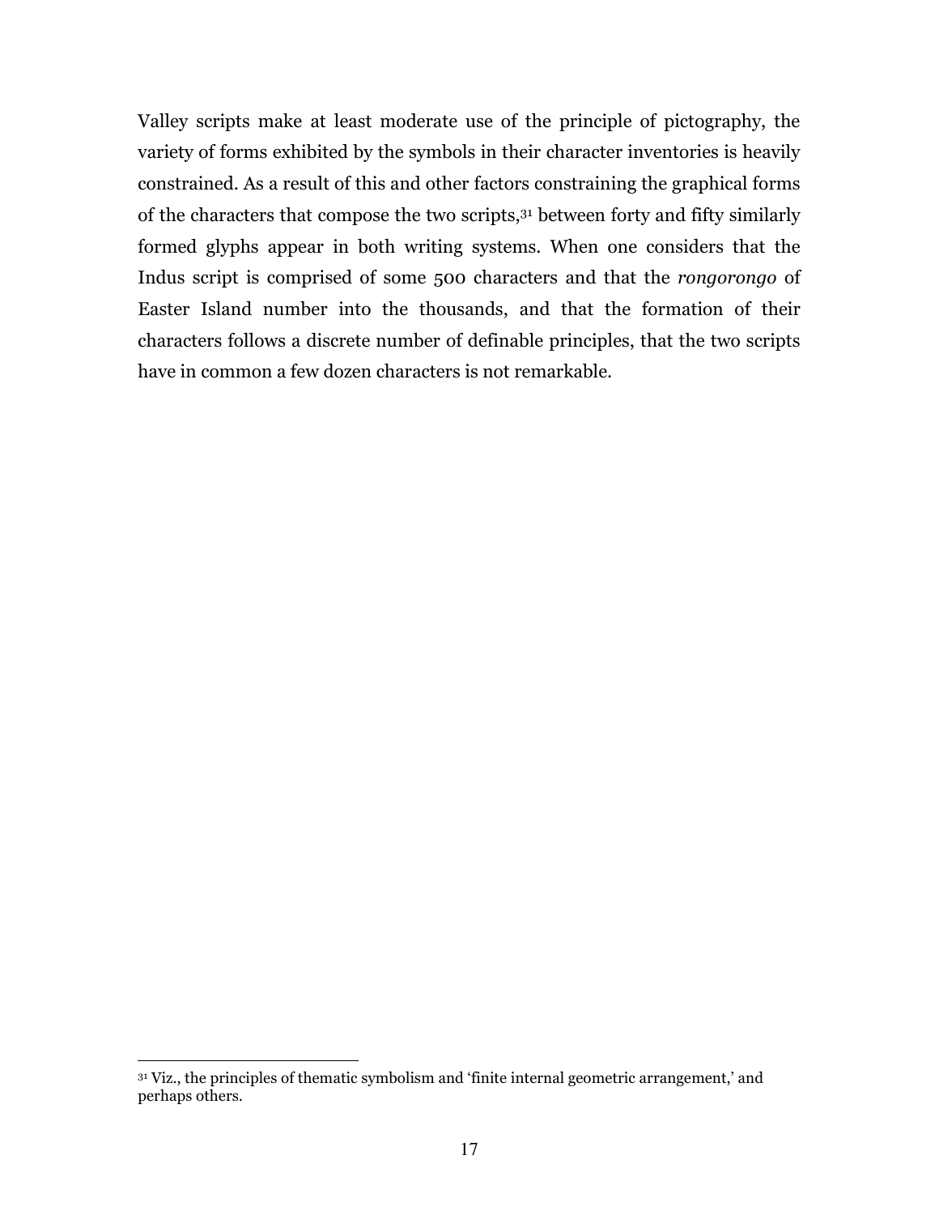Valley scripts make at least moderate use of the principle of pictography, the variety of forms exhibited by the symbols in their character inventories is heavily constrained. As a result of this and other factors constraining the graphical forms of the characters that compose the two scripts,[31] between forty and fifty similarly formed glyphs appear in both writing systems. When one considers that the Indus script is comprised of some 500 characters and that the *rongorongo* of Easter Island number into the thousands, and that the formation of their characters follows a discrete number of definable principles, that the two scripts have in common a few dozen characters is not remarkable.

[31] Viz., the principles of thematic symbolism and 'finite internal geometric arrangement,' and perhaps others.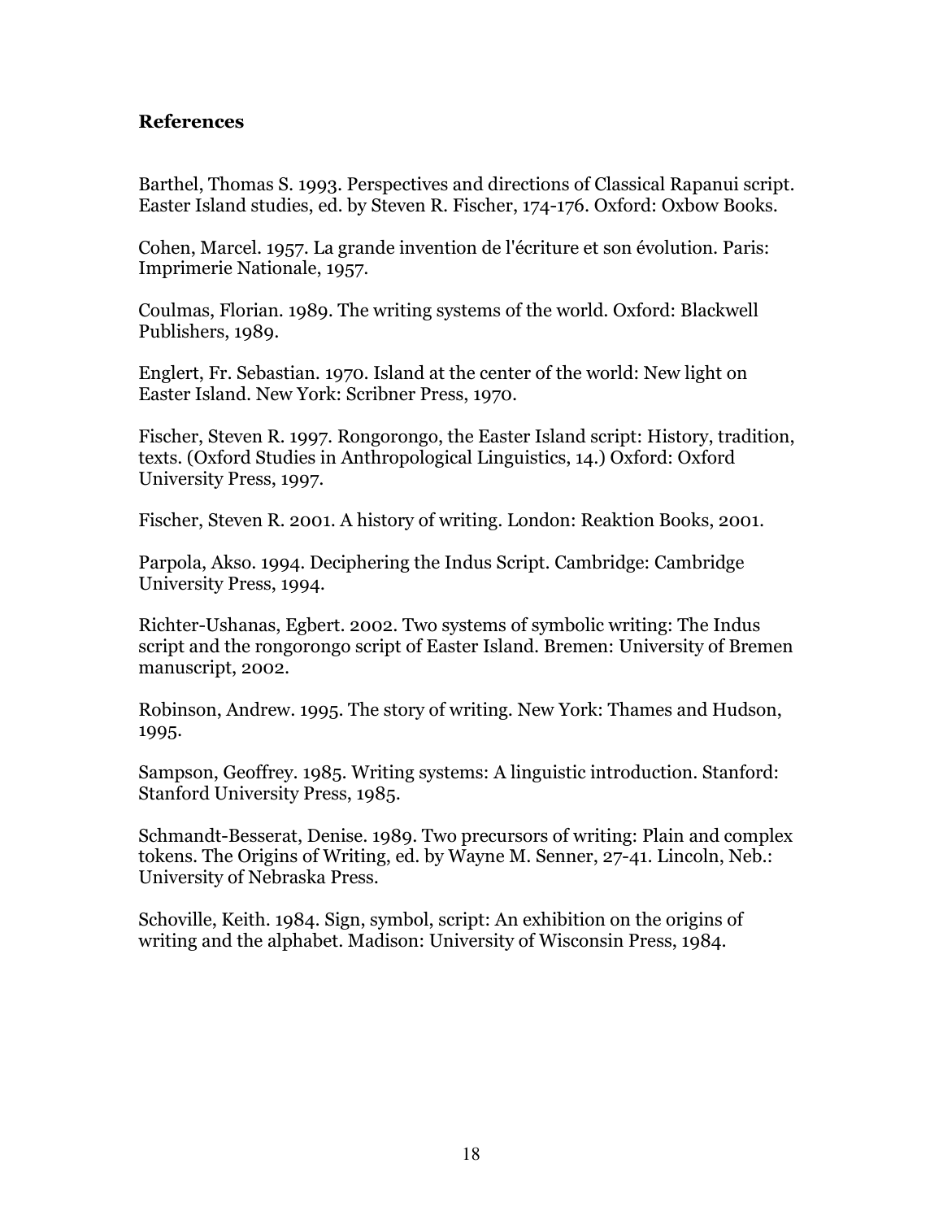**References**

Barthel, Thomas S. 1993. Perspectives and directions of Classical Rapanui script. Easter Island studies, ed. by Steven R. Fischer, 174-176. Oxford: Oxbow Books.

Cohen, Marcel. 1957. La grande invention de l'écriture et son évolution. Paris: Imprimerie Nationale, 1957.

Coulmas, Florian. 1989. The writing systems of the world. Oxford: Blackwell Publishers, 1989.

Englert, Fr. Sebastian. 1970. Island at the center of the world: New light on Easter Island. New York: Scribner Press, 1970.

Fischer, Steven R. 1997. Rongorongo, the Easter Island script: History, tradition, texts. (Oxford Studies in Anthropological Linguistics, 14.) Oxford: Oxford University Press, 1997.

Fischer, Steven R. 2001. A history of writing. London: Reaktion Books, 2001.

Parpola, Akso. 1994. Deciphering the Indus Script. Cambridge: Cambridge University Press, 1994.

Richter-Ushanas, Egbert. 2002. Two systems of symbolic writing: The Indus script and the rongorongo script of Easter Island. Bremen: University of Bremen manuscript, 2002.

Robinson, Andrew. 1995. The story of writing. New York: Thames and Hudson, 1995.

Sampson, Geoffrey. 1985. Writing systems: A linguistic introduction. Stanford: Stanford University Press, 1985.

Schmandt-Besserat, Denise. 1989. Two precursors of writing: Plain and complex tokens. The Origins of Writing, ed. by Wayne M. Senner, 27-41. Lincoln, Neb.: University of Nebraska Press.

Schoville, Keith. 1984. Sign, symbol, script: An exhibition on the origins of writing and the alphabet. Madison: University of Wisconsin Press, 1984.